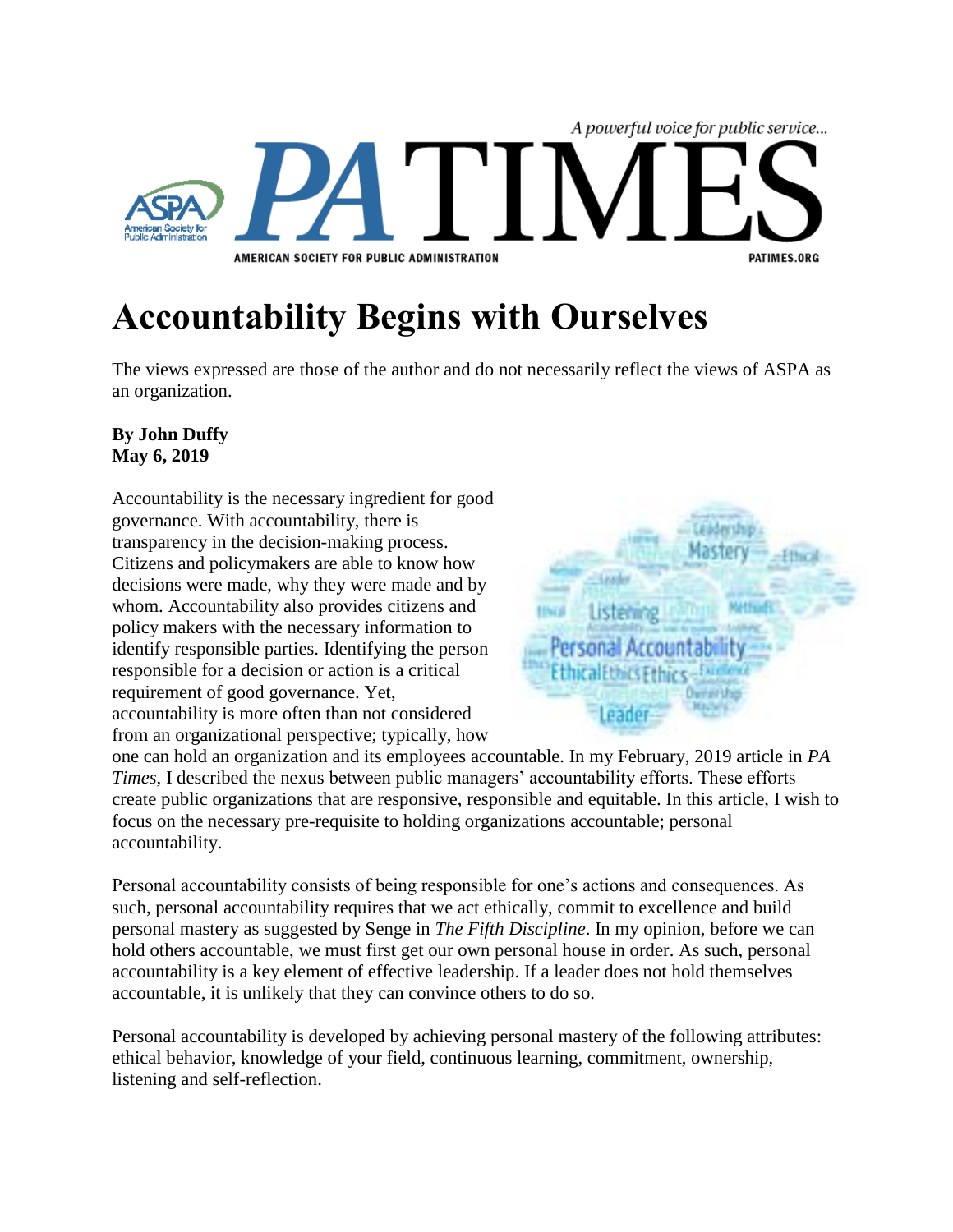# Accountability Begins with Ourselves

The views expressed are those of the author and do not necessarily reflect the views of ASPA as an organization.

**By John Duffy**
**May 6, 2019**

Accountability is the necessary ingredient for good governance. With accountability, there is transparency in the decision-making process. Citizens and policymakers are able to know how decisions were made, why they were made and by whom. Accountability also provides citizens and policy makers with the necessary information to identify responsible parties. Identifying the person responsible for a decision or action is a critical requirement of good governance. Yet, accountability is more often than not considered from an organizational perspective; typically, how one can hold an organization and its employees accountable. In my February, 2019 article in *PA Times*, I described the nexus between public managers' accountability efforts. These efforts create public organizations that are responsive, responsible and equitable. In this article, I wish to focus on the necessary pre-requisite to holding organizations accountable; personal accountability.

Personal accountability consists of being responsible for one's actions and consequences. As such, personal accountability requires that we act ethically, commit to excellence and build personal mastery as suggested by Senge in *The Fifth Discipline*. In my opinion, before we can hold others accountable, we must first get our own personal house in order. As such, personal accountability is a key element of effective leadership. If a leader does not hold themselves accountable, it is unlikely that they can convince others to do so.

Personal accountability is developed by achieving personal mastery of the following attributes: ethical behavior, knowledge of your field, continuous learning, commitment, ownership, listening and self-reflection.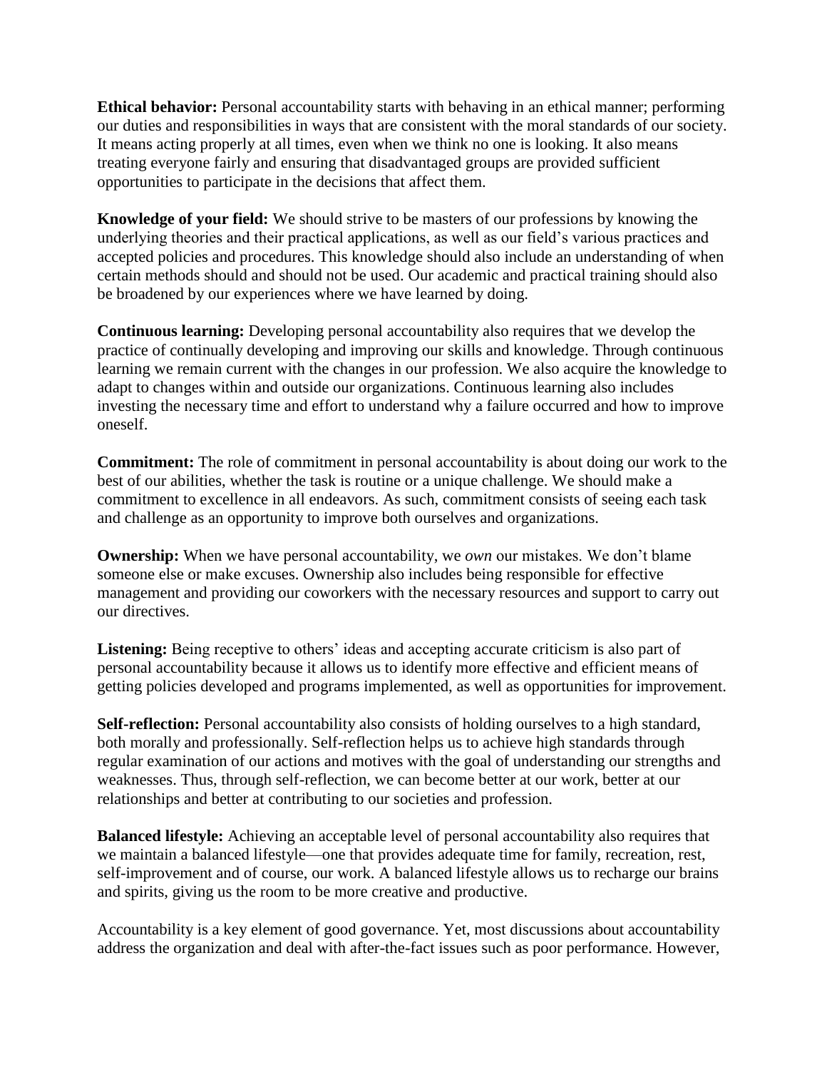**Ethical behavior:** Personal accountability starts with behaving in an ethical manner; performing our duties and responsibilities in ways that are consistent with the moral standards of our society. It means acting properly at all times, even when we think no one is looking. It also means treating everyone fairly and ensuring that disadvantaged groups are provided sufficient opportunities to participate in the decisions that affect them.

**Knowledge of your field:** We should strive to be masters of our professions by knowing the underlying theories and their practical applications, as well as our field's various practices and accepted policies and procedures. This knowledge should also include an understanding of when certain methods should and should not be used. Our academic and practical training should also be broadened by our experiences where we have learned by doing.

**Continuous learning:** Developing personal accountability also requires that we develop the practice of continually developing and improving our skills and knowledge. Through continuous learning we remain current with the changes in our profession. We also acquire the knowledge to adapt to changes within and outside our organizations. Continuous learning also includes investing the necessary time and effort to understand why a failure occurred and how to improve oneself.

**Commitment:** The role of commitment in personal accountability is about doing our work to the best of our abilities, whether the task is routine or a unique challenge. We should make a commitment to excellence in all endeavors. As such, commitment consists of seeing each task and challenge as an opportunity to improve both ourselves and organizations.

**Ownership:** When we have personal accountability, we *own* our mistakes. We don't blame someone else or make excuses. Ownership also includes being responsible for effective management and providing our coworkers with the necessary resources and support to carry out our directives.

**Listening:** Being receptive to others' ideas and accepting accurate criticism is also part of personal accountability because it allows us to identify more effective and efficient means of getting policies developed and programs implemented, as well as opportunities for improvement.

**Self-reflection:** Personal accountability also consists of holding ourselves to a high standard, both morally and professionally. Self-reflection helps us to achieve high standards through regular examination of our actions and motives with the goal of understanding our strengths and weaknesses. Thus, through self-reflection, we can become better at our work, better at our relationships and better at contributing to our societies and profession.

**Balanced lifestyle:** Achieving an acceptable level of personal accountability also requires that we maintain a balanced lifestyle—one that provides adequate time for family, recreation, rest, self-improvement and of course, our work. A balanced lifestyle allows us to recharge our brains and spirits, giving us the room to be more creative and productive.

Accountability is a key element of good governance. Yet, most discussions about accountability address the organization and deal with after-the-fact issues such as poor performance. However,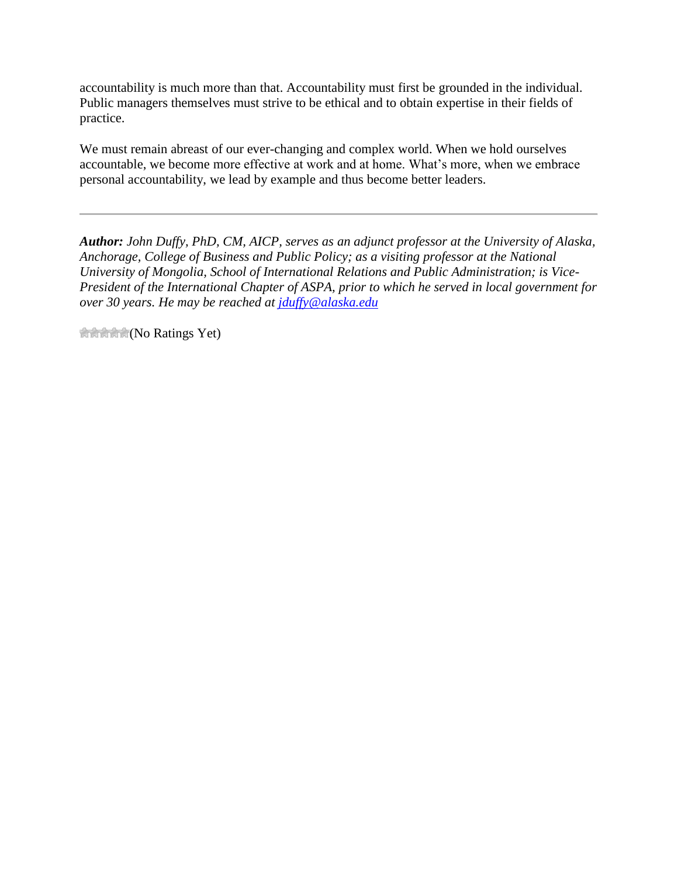accountability is much more than that. Accountability must first be grounded in the individual. Public managers themselves must strive to be ethical and to obtain expertise in their fields of practice.

We must remain abreast of our ever-changing and complex world. When we hold ourselves accountable, we become more effective at work and at home. What's more, when we embrace personal accountability, we lead by example and thus become better leaders.

---

***Author:*** *John Duffy, PhD, CM, AICP, serves as an adjunct professor at the University of Alaska, Anchorage, College of Business and Public Policy; as a visiting professor at the National University of Mongolia, School of International Relations and Public Administration; is Vice-President of the International Chapter of ASPA, prior to which he served in local government for over 30 years. He may be reached at [jduffy@alaska.edu](mailto:jduffy@alaska.edu)*

(No Ratings Yet)